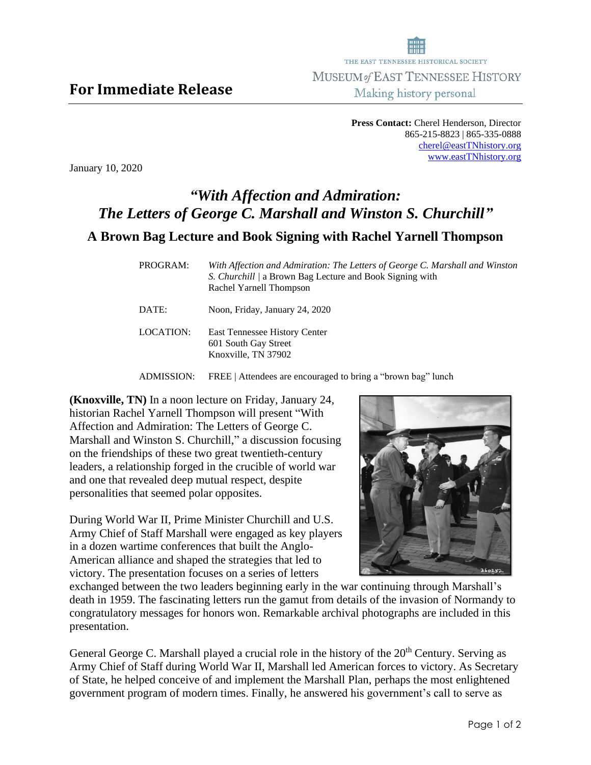THE EAST TENNESSEE HISTORICAL SOCIETY

MUSEUM *of* EAST TENNESSEE HISTORY

Making history personal

# For Immediate Release

**Press Contact:** Cherel Henderson, Director
865-215-8823 | 865-335-0888
cherel@eastTNhistory.org
www.eastTNhistory.org

January 10, 2020

## *"With Affection and Admiration: The Letters of George C. Marshall and Winston S. Churchill"*

### A Brown Bag Lecture and Book Signing with Rachel Yarnell Thompson

| | |
|---|---|
| PROGRAM: | *With Affection and Admiration: The Letters of George C. Marshall and Winston S. Churchill* \| a Brown Bag Lecture and Book Signing with Rachel Yarnell Thompson |
| DATE: | Noon, Friday, January 24, 2020 |
| LOCATION: | East Tennessee History Center<br>601 South Gay Street<br>Knoxville, TN 37902 |
| ADMISSION: | FREE \| Attendees are encouraged to bring a "brown bag" lunch |

**(Knoxville, TN)** In a noon lecture on Friday, January 24, historian Rachel Yarnell Thompson will present "With Affection and Admiration: The Letters of George C. Marshall and Winston S. Churchill," a discussion focusing on the friendships of these two great twentieth-century leaders, a relationship forged in the crucible of world war and one that revealed deep mutual respect, despite personalities that seemed polar opposites.

During World War II, Prime Minister Churchill and U.S. Army Chief of Staff Marshall were engaged as key players in a dozen wartime conferences that built the Anglo-American alliance and shaped the strategies that led to victory. The presentation focuses on a series of letters exchanged between the two leaders beginning early in the war continuing through Marshall's death in 1959. The fascinating letters run the gamut from details of the invasion of Normandy to congratulatory messages for honors won. Remarkable archival photographs are included in this presentation.

General George C. Marshall played a crucial role in the history of the 20th Century. Serving as Army Chief of Staff during World War II, Marshall led American forces to victory. As Secretary of State, he helped conceive of and implement the Marshall Plan, perhaps the most enlightened government program of modern times. Finally, he answered his government's call to serve as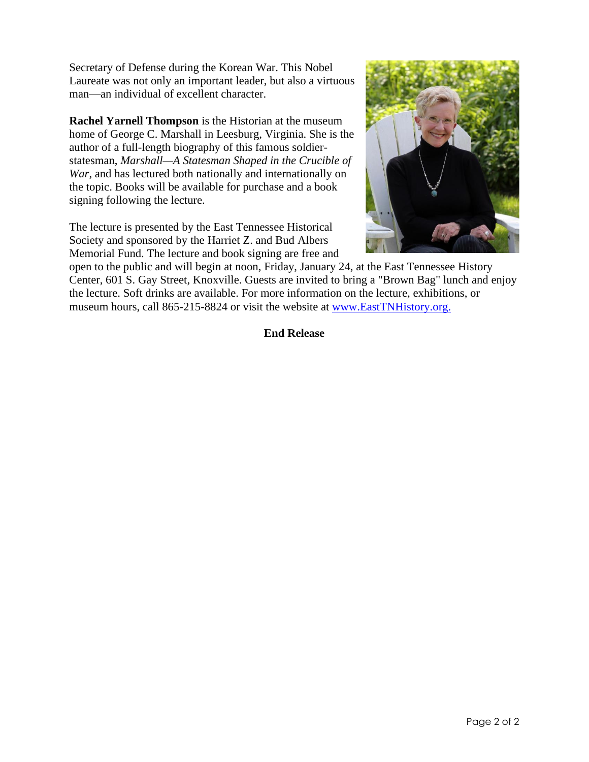Secretary of Defense during the Korean War. This Nobel Laureate was not only an important leader, but also a virtuous man—an individual of excellent character.

**Rachel Yarnell Thompson** is the Historian at the museum home of George C. Marshall in Leesburg, Virginia. She is the author of a full-length biography of this famous soldier-statesman, *Marshall—A Statesman Shaped in the Crucible of War*, and has lectured both nationally and internationally on the topic. Books will be available for purchase and a book signing following the lecture.

The lecture is presented by the East Tennessee Historical Society and sponsored by the Harriet Z. and Bud Albers Memorial Fund. The lecture and book signing are free and open to the public and will begin at noon, Friday, January 24, at the East Tennessee History Center, 601 S. Gay Street, Knoxville. Guests are invited to bring a "Brown Bag" lunch and enjoy the lecture. Soft drinks are available. For more information on the lecture, exhibitions, or museum hours, call 865-215-8824 or visit the website at [www.EastTNHistory.org.](http://www.EastTNHistory.org)

**End Release**